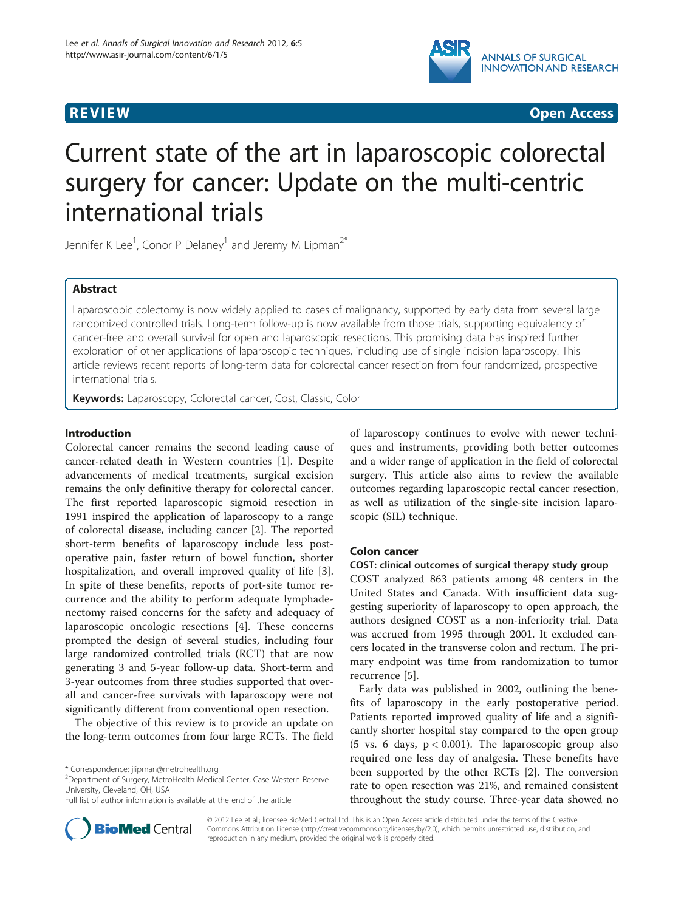REVIEW Open Access

# Current state of the art in laparoscopic colorectal surgery for cancer: Update on the multi-centric international trials

Jennifer K Lee[1], Conor P Delaney[1] and Jeremy M Lipman[2*]

## Abstract

Laparoscopic colectomy is now widely applied to cases of malignancy, supported by early data from several large randomized controlled trials. Long-term follow-up is now available from those trials, supporting equivalency of cancer-free and overall survival for open and laparoscopic resections. This promising data has inspired further exploration of other applications of laparoscopic techniques, including use of single incision laparoscopy. This article reviews recent reports of long-term data for colorectal cancer resection from four randomized, prospective international trials.

**Keywords:** Laparoscopy, Colorectal cancer, Cost, Classic, Color

## Introduction

Colorectal cancer remains the second leading cause of cancer-related death in Western countries [1]. Despite advancements of medical treatments, surgical excision remains the only definitive therapy for colorectal cancer. The first reported laparoscopic sigmoid resection in 1991 inspired the application of laparoscopy to a range of colorectal disease, including cancer [2]. The reported short-term benefits of laparoscopy include less postoperative pain, faster return of bowel function, shorter hospitalization, and overall improved quality of life [3]. In spite of these benefits, reports of port-site tumor recurrence and the ability to perform adequate lymphadenectomy raised concerns for the safety and adequacy of laparoscopic oncologic resections [4]. These concerns prompted the design of several studies, including four large randomized controlled trials (RCT) that are now generating 3 and 5-year follow-up data. Short-term and 3-year outcomes from three studies supported that overall and cancer-free survivals with laparoscopy were not significantly different from conventional open resection.

The objective of this review is to provide an update on the long-term outcomes from four large RCTs. The field of laparoscopy continues to evolve with newer techniques and instruments, providing both better outcomes and a wider range of application in the field of colorectal surgery. This article also aims to review the available outcomes regarding laparoscopic rectal cancer resection, as well as utilization of the single-site incision laparoscopic (SIL) technique.

## Colon cancer

### COST: clinical outcomes of surgical therapy study group

COST analyzed 863 patients among 48 centers in the United States and Canada. With insufficient data suggesting superiority of laparoscopy to open approach, the authors designed COST as a non-inferiority trial. Data was accrued from 1995 through 2001. It excluded cancers located in the transverse colon and rectum. The primary endpoint was time from randomization to tumor recurrence [5].

Early data was published in 2002, outlining the benefits of laparoscopy in the early postoperative period. Patients reported improved quality of life and a significantly shorter hospital stay compared to the open group (5 vs. 6 days, $p < 0.001$). The laparoscopic group also required one less day of analgesia. These benefits have been supported by the other RCTs [2]. The conversion rate to open resection was 21%, and remained consistent throughout the study course. Three-year data showed no

\* Correspondence: jlipman@metrohealth.org
[2]Department of Surgery, MetroHealth Medical Center, Case Western Reserve University, Cleveland, OH, USA
Full list of author information is available at the end of the article

© 2012 Lee et al.; licensee BioMed Central Ltd. This is an Open Access article distributed under the terms of the Creative Commons Attribution License (http://creativecommons.org/licenses/by/2.0), which permits unrestricted use, distribution, and reproduction in any medium, provided the original work is properly cited.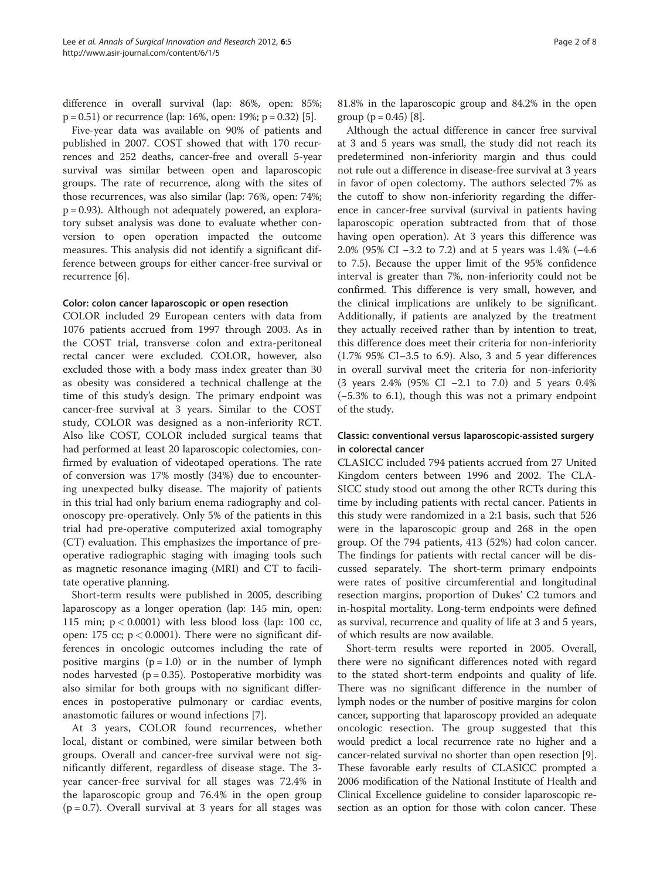difference in overall survival (lap: 86%, open: 85%; $p = 0.51$) or recurrence (lap: 16%, open: 19%; $p = 0.32$) [5].

Five-year data was available on 90% of patients and published in 2007. COST showed that with 170 recurrences and 252 deaths, cancer-free and overall 5-year survival was similar between open and laparoscopic groups. The rate of recurrence, along with the sites of those recurrences, was also similar (lap: 76%, open: 74%; $p = 0.93$). Although not adequately powered, an exploratory subset analysis was done to evaluate whether conversion to open operation impacted the outcome measures. This analysis did not identify a significant difference between groups for either cancer-free survival or recurrence [6].

#### Color: colon cancer laparoscopic or open resection

COLOR included 29 European centers with data from 1076 patients accrued from 1997 through 2003. As in the COST trial, transverse colon and extra-peritoneal rectal cancer were excluded. COLOR, however, also excluded those with a body mass index greater than 30 as obesity was considered a technical challenge at the time of this study's design. The primary endpoint was cancer-free survival at 3 years. Similar to the COST study, COLOR was designed as a non-inferiority RCT. Also like COST, COLOR included surgical teams that had performed at least 20 laparoscopic colectomies, confirmed by evaluation of videotaped operations. The rate of conversion was 17% mostly (34%) due to encountering unexpected bulky disease. The majority of patients in this trial had only barium enema radiography and colonoscopy pre-operatively. Only 5% of the patients in this trial had pre-operative computerized axial tomography (CT) evaluation. This emphasizes the importance of preoperative radiographic staging with imaging tools such as magnetic resonance imaging (MRI) and CT to facilitate operative planning.

Short-term results were published in 2005, describing laparoscopy as a longer operation (lap: 145 min, open: 115 min; $p < 0.0001$) with less blood loss (lap: 100 cc, open: 175 cc; $p < 0.0001$). There were no significant differences in oncologic outcomes including the rate of positive margins ($p = 1.0$) or in the number of lymph nodes harvested ($p = 0.35$). Postoperative morbidity was also similar for both groups with no significant differences in postoperative pulmonary or cardiac events, anastomotic failures or wound infections [7].

At 3 years, COLOR found recurrences, whether local, distant or combined, were similar between both groups. Overall and cancer-free survival were not significantly different, regardless of disease stage. The 3-year cancer-free survival for all stages was 72.4% in the laparoscopic group and 76.4% in the open group ($p = 0.7$). Overall survival at 3 years for all stages was 81.8% in the laparoscopic group and 84.2% in the open group ($p = 0.45$) [8].

Although the actual difference in cancer free survival at 3 and 5 years was small, the study did not reach its predetermined non-inferiority margin and thus could not rule out a difference in disease-free survival at 3 years in favor of open colectomy. The authors selected 7% as the cutoff to show non-inferiority regarding the difference in cancer-free survival (survival in patients having laparoscopic operation subtracted from that of those having open operation). At 3 years this difference was 2.0% (95% CI −3.2 to 7.2) and at 5 years was 1.4% (−4.6 to 7.5). Because the upper limit of the 95% confidence interval is greater than 7%, non-inferiority could not be confirmed. This difference is very small, however, and the clinical implications are unlikely to be significant. Additionally, if patients are analyzed by the treatment they actually received rather than by intention to treat, this difference does meet their criteria for non-inferiority (1.7% 95% CI−3.5 to 6.9). Also, 3 and 5 year differences in overall survival meet the criteria for non-inferiority (3 years 2.4% (95% CI −2.1 to 7.0) and 5 years 0.4% (−5.3% to 6.1), though this was not a primary endpoint of the study.

#### Classic: conventional versus laparoscopic-assisted surgery in colorectal cancer

CLASICC included 794 patients accrued from 27 United Kingdom centers between 1996 and 2002. The CLASICC study stood out among the other RCTs during this time by including patients with rectal cancer. Patients in this study were randomized in a 2:1 basis, such that 526 were in the laparoscopic group and 268 in the open group. Of the 794 patients, 413 (52%) had colon cancer. The findings for patients with rectal cancer will be discussed separately. The short-term primary endpoints were rates of positive circumferential and longitudinal resection margins, proportion of Dukes' C2 tumors and in-hospital mortality. Long-term endpoints were defined as survival, recurrence and quality of life at 3 and 5 years, of which results are now available.

Short-term results were reported in 2005. Overall, there were no significant differences noted with regard to the stated short-term endpoints and quality of life. There was no significant difference in the number of lymph nodes or the number of positive margins for colon cancer, supporting that laparoscopy provided an adequate oncologic resection. The group suggested that this would predict a local recurrence rate no higher and a cancer-related survival no shorter than open resection [9]. These favorable early results of CLASICC prompted a 2006 modification of the National Institute of Health and Clinical Excellence guideline to consider laparoscopic resection as an option for those with colon cancer. These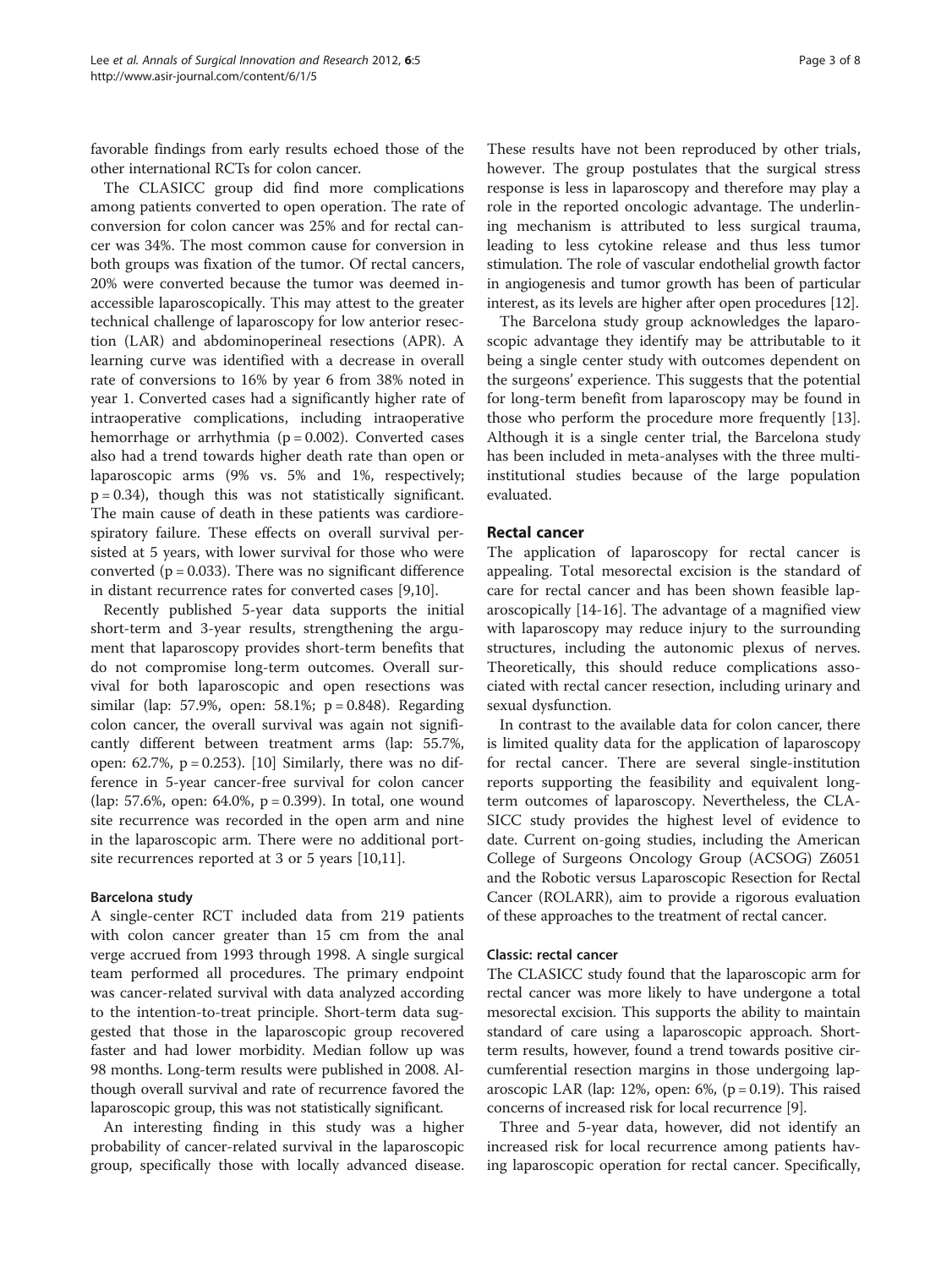favorable findings from early results echoed those of the other international RCTs for colon cancer.

The CLASICC group did find more complications among patients converted to open operation. The rate of conversion for colon cancer was 25% and for rectal cancer was 34%. The most common cause for conversion in both groups was fixation of the tumor. Of rectal cancers, 20% were converted because the tumor was deemed inaccessible laparoscopically. This may attest to the greater technical challenge of laparoscopy for low anterior resection (LAR) and abdominoperineal resections (APR). A learning curve was identified with a decrease in overall rate of conversions to 16% by year 6 from 38% noted in year 1. Converted cases had a significantly higher rate of intraoperative complications, including intraoperative hemorrhage or arrhythmia ($p = 0.002$). Converted cases also had a trend towards higher death rate than open or laparoscopic arms (9% vs. 5% and 1%, respectively; $p = 0.34$), though this was not statistically significant. The main cause of death in these patients was cardiorespiratory failure. These effects on overall survival persisted at 5 years, with lower survival for those who were converted ($p = 0.033$). There was no significant difference in distant recurrence rates for converted cases [9,10].

Recently published 5-year data supports the initial short-term and 3-year results, strengthening the argument that laparoscopy provides short-term benefits that do not compromise long-term outcomes. Overall survival for both laparoscopic and open resections was similar (lap: 57.9%, open: 58.1%; $p = 0.848$). Regarding colon cancer, the overall survival was again not significantly different between treatment arms (lap: 55.7%, open: 62.7%, $p = 0.253$). [10] Similarly, there was no difference in 5-year cancer-free survival for colon cancer (lap: 57.6%, open: 64.0%, $p = 0.399$). In total, one wound site recurrence was recorded in the open arm and nine in the laparoscopic arm. There were no additional port-site recurrences reported at 3 or 5 years [10,11].

#### Barcelona study

A single-center RCT included data from 219 patients with colon cancer greater than 15 cm from the anal verge accrued from 1993 through 1998. A single surgical team performed all procedures. The primary endpoint was cancer-related survival with data analyzed according to the intention-to-treat principle. Short-term data suggested that those in the laparoscopic group recovered faster and had lower morbidity. Median follow up was 98 months. Long-term results were published in 2008. Although overall survival and rate of recurrence favored the laparoscopic group, this was not statistically significant.

An interesting finding in this study was a higher probability of cancer-related survival in the laparoscopic group, specifically those with locally advanced disease. These results have not been reproduced by other trials, however. The group postulates that the surgical stress response is less in laparoscopy and therefore may play a role in the reported oncologic advantage. The underlining mechanism is attributed to less surgical trauma, leading to less cytokine release and thus less tumor stimulation. The role of vascular endothelial growth factor in angiogenesis and tumor growth has been of particular interest, as its levels are higher after open procedures [12].

The Barcelona study group acknowledges the laparoscopic advantage they identify may be attributable to it being a single center study with outcomes dependent on the surgeons' experience. This suggests that the potential for long-term benefit from laparoscopy may be found in those who perform the procedure more frequently [13]. Although it is a single center trial, the Barcelona study has been included in meta-analyses with the three multi-institutional studies because of the large population evaluated.

### Rectal cancer

The application of laparoscopy for rectal cancer is appealing. Total mesorectal excision is the standard of care for rectal cancer and has been shown feasible laparoscopically [14-16]. The advantage of a magnified view with laparoscopy may reduce injury to the surrounding structures, including the autonomic plexus of nerves. Theoretically, this should reduce complications associated with rectal cancer resection, including urinary and sexual dysfunction.

In contrast to the available data for colon cancer, there is limited quality data for the application of laparoscopy for rectal cancer. There are several single-institution reports supporting the feasibility and equivalent long-term outcomes of laparoscopy. Nevertheless, the CLASICC study provides the highest level of evidence to date. Current on-going studies, including the American College of Surgeons Oncology Group (ACSOG) Z6051 and the Robotic versus Laparoscopic Resection for Rectal Cancer (ROLARR), aim to provide a rigorous evaluation of these approaches to the treatment of rectal cancer.

#### Classic: rectal cancer

The CLASICC study found that the laparoscopic arm for rectal cancer was more likely to have undergone a total mesorectal excision. This supports the ability to maintain standard of care using a laparoscopic approach. Short-term results, however, found a trend towards positive circumferential resection margins in those undergoing laparoscopic LAR (lap: 12%, open: 6%, ($p = 0.19$). This raised concerns of increased risk for local recurrence [9].

Three and 5-year data, however, did not identify an increased risk for local recurrence among patients having laparoscopic operation for rectal cancer. Specifically,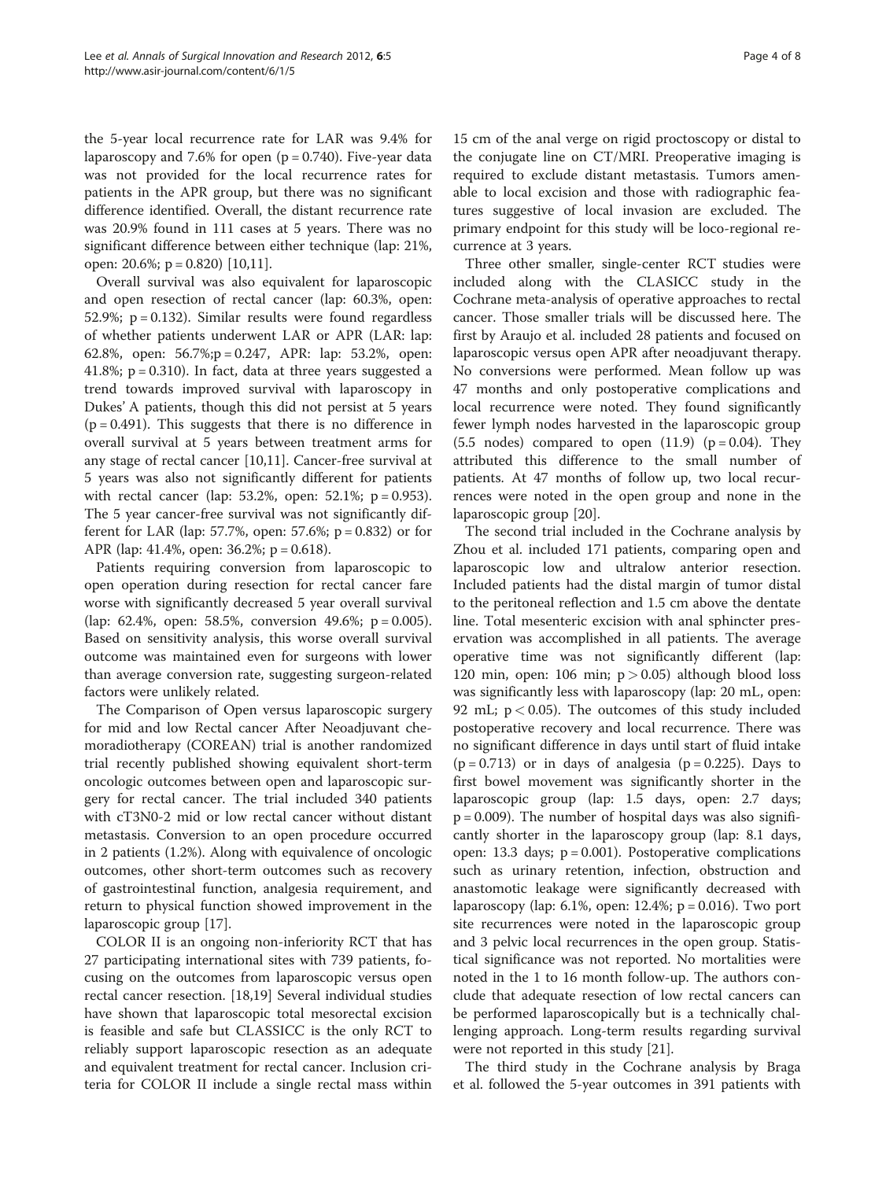the 5-year local recurrence rate for LAR was 9.4% for laparoscopy and 7.6% for open ($p = 0.740$). Five-year data was not provided for the local recurrence rates for patients in the APR group, but there was no significant difference identified. Overall, the distant recurrence rate was 20.9% found in 111 cases at 5 years. There was no significant difference between either technique (lap: 21%, open: 20.6%; $p = 0.820$) [10,11].

Overall survival was also equivalent for laparoscopic and open resection of rectal cancer (lap: 60.3%, open: 52.9%; $p = 0.132$). Similar results were found regardless of whether patients underwent LAR or APR (LAR: lap: 62.8%, open: 56.7%;$p = 0.247$, APR: lap: 53.2%, open: 41.8%; $p = 0.310$). In fact, data at three years suggested a trend towards improved survival with laparoscopy in Dukes' A patients, though this did not persist at 5 years ($p = 0.491$). This suggests that there is no difference in overall survival at 5 years between treatment arms for any stage of rectal cancer [10,11]. Cancer-free survival at 5 years was also not significantly different for patients with rectal cancer (lap: 53.2%, open: 52.1%; $p = 0.953$). The 5 year cancer-free survival was not significantly different for LAR (lap: 57.7%, open: 57.6%; $p = 0.832$) or for APR (lap: 41.4%, open: 36.2%; $p = 0.618$).

Patients requiring conversion from laparoscopic to open operation during resection for rectal cancer fare worse with significantly decreased 5 year overall survival (lap: 62.4%, open: 58.5%, conversion 49.6%; $p = 0.005$). Based on sensitivity analysis, this worse overall survival outcome was maintained even for surgeons with lower than average conversion rate, suggesting surgeon-related factors were unlikely related.

The Comparison of Open versus laparoscopic surgery for mid and low Rectal cancer After Neoadjuvant chemoradiotherapy (COREAN) trial is another randomized trial recently published showing equivalent short-term oncologic outcomes between open and laparoscopic surgery for rectal cancer. The trial included 340 patients with cT3N0-2 mid or low rectal cancer without distant metastasis. Conversion to an open procedure occurred in 2 patients (1.2%). Along with equivalence of oncologic outcomes, other short-term outcomes such as recovery of gastrointestinal function, analgesia requirement, and return to physical function showed improvement in the laparoscopic group [17].

COLOR II is an ongoing non-inferiority RCT that has 27 participating international sites with 739 patients, focusing on the outcomes from laparoscopic versus open rectal cancer resection. [18,19] Several individual studies have shown that laparoscopic total mesorectal excision is feasible and safe but CLASSICC is the only RCT to reliably support laparoscopic resection as an adequate and equivalent treatment for rectal cancer. Inclusion criteria for COLOR II include a single rectal mass within 15 cm of the anal verge on rigid proctoscopy or distal to the conjugate line on CT/MRI. Preoperative imaging is required to exclude distant metastasis. Tumors amenable to local excision and those with radiographic features suggestive of local invasion are excluded. The primary endpoint for this study will be loco-regional recurrence at 3 years.

Three other smaller, single-center RCT studies were included along with the CLASICC study in the Cochrane meta-analysis of operative approaches to rectal cancer. Those smaller trials will be discussed here. The first by Araujo et al. included 28 patients and focused on laparoscopic versus open APR after neoadjuvant therapy. No conversions were performed. Mean follow up was 47 months and only postoperative complications and local recurrence were noted. They found significantly fewer lymph nodes harvested in the laparoscopic group (5.5 nodes) compared to open (11.9) ($p = 0.04$). They attributed this difference to the small number of patients. At 47 months of follow up, two local recurrences were noted in the open group and none in the laparoscopic group [20].

The second trial included in the Cochrane analysis by Zhou et al. included 171 patients, comparing open and laparoscopic low and ultralow anterior resection. Included patients had the distal margin of tumor distal to the peritoneal reflection and 1.5 cm above the dentate line. Total mesenteric excision with anal sphincter preservation was accomplished in all patients. The average operative time was not significantly different (lap: 120 min, open: 106 min; $p > 0.05$) although blood loss was significantly less with laparoscopy (lap: 20 mL, open: 92 mL; $p < 0.05$). The outcomes of this study included postoperative recovery and local recurrence. There was no significant difference in days until start of fluid intake ($p = 0.713$) or in days of analgesia ($p = 0.225$). Days to first bowel movement was significantly shorter in the laparoscopic group (lap: 1.5 days, open: 2.7 days; $p = 0.009$). The number of hospital days was also significantly shorter in the laparoscopy group (lap: 8.1 days, open: 13.3 days; $p = 0.001$). Postoperative complications such as urinary retention, infection, obstruction and anastomotic leakage were significantly decreased with laparoscopy (lap: 6.1%, open: 12.4%; $p = 0.016$). Two port site recurrences were noted in the laparoscopic group and 3 pelvic local recurrences in the open group. Statistical significance was not reported. No mortalities were noted in the 1 to 16 month follow-up. The authors conclude that adequate resection of low rectal cancers can be performed laparoscopically but is a technically challenging approach. Long-term results regarding survival were not reported in this study [21].

The third study in the Cochrane analysis by Braga et al. followed the 5-year outcomes in 391 patients with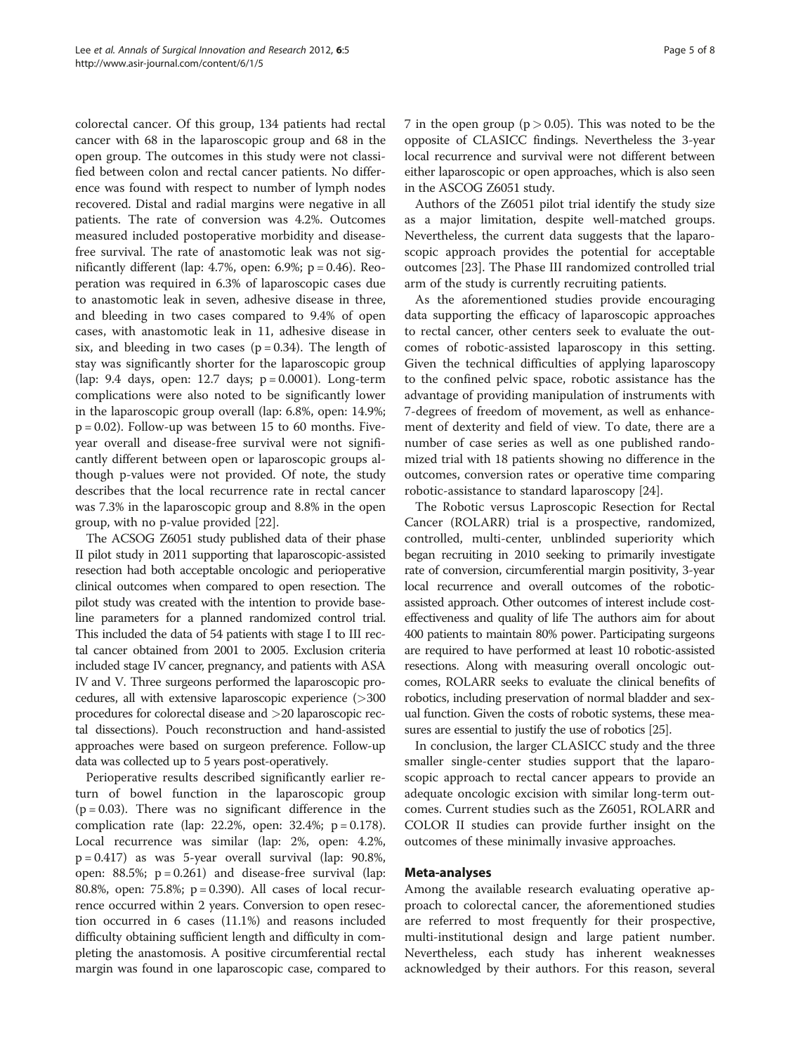colorectal cancer. Of this group, 134 patients had rectal cancer with 68 in the laparoscopic group and 68 in the open group. The outcomes in this study were not classified between colon and rectal cancer patients. No difference was found with respect to number of lymph nodes recovered. Distal and radial margins were negative in all patients. The rate of conversion was 4.2%. Outcomes measured included postoperative morbidity and disease-free survival. The rate of anastomotic leak was not significantly different (lap: 4.7%, open: 6.9%; p = 0.46). Reoperation was required in 6.3% of laparoscopic cases due to anastomotic leak in seven, adhesive disease in three, and bleeding in two cases compared to 9.4% of open cases, with anastomotic leak in 11, adhesive disease in six, and bleeding in two cases (p = 0.34). The length of stay was significantly shorter for the laparoscopic group (lap: 9.4 days, open: 12.7 days; p = 0.0001). Long-term complications were also noted to be significantly lower in the laparoscopic group overall (lap: 6.8%, open: 14.9%; p = 0.02). Follow-up was between 15 to 60 months. Five-year overall and disease-free survival were not significantly different between open or laparoscopic groups although p-values were not provided. Of note, the study describes that the local recurrence rate in rectal cancer was 7.3% in the laparoscopic group and 8.8% in the open group, with no p-value provided [22].

The ACSOG Z6051 study published data of their phase II pilot study in 2011 supporting that laparoscopic-assisted resection had both acceptable oncologic and perioperative clinical outcomes when compared to open resection. The pilot study was created with the intention to provide baseline parameters for a planned randomized control trial. This included the data of 54 patients with stage I to III rectal cancer obtained from 2001 to 2005. Exclusion criteria included stage IV cancer, pregnancy, and patients with ASA IV and V. Three surgeons performed the laparoscopic procedures, all with extensive laparoscopic experience (>300 procedures for colorectal disease and >20 laparoscopic rectal dissections). Pouch reconstruction and hand-assisted approaches were based on surgeon preference. Follow-up data was collected up to 5 years post-operatively.

Perioperative results described significantly earlier return of bowel function in the laparoscopic group (p = 0.03). There was no significant difference in the complication rate (lap: 22.2%, open: 32.4%; p = 0.178). Local recurrence was similar (lap: 2%, open: 4.2%, p = 0.417) as was 5-year overall survival (lap: 90.8%, open: 88.5%; p = 0.261) and disease-free survival (lap: 80.8%, open: 75.8%; p = 0.390). All cases of local recurrence occurred within 2 years. Conversion to open resection occurred in 6 cases (11.1%) and reasons included difficulty obtaining sufficient length and difficulty in completing the anastomosis. A positive circumferential rectal margin was found in one laparoscopic case, compared to 7 in the open group (p > 0.05). This was noted to be the opposite of CLASICC findings. Nevertheless the 3-year local recurrence and survival were not different between either laparoscopic or open approaches, which is also seen in the ASCOG Z6051 study.

Authors of the Z6051 pilot trial identify the study size as a major limitation, despite well-matched groups. Nevertheless, the current data suggests that the laparoscopic approach provides the potential for acceptable outcomes [23]. The Phase III randomized controlled trial arm of the study is currently recruiting patients.

As the aforementioned studies provide encouraging data supporting the efficacy of laparoscopic approaches to rectal cancer, other centers seek to evaluate the outcomes of robotic-assisted laparoscopy in this setting. Given the technical difficulties of applying laparoscopy to the confined pelvic space, robotic assistance has the advantage of providing manipulation of instruments with 7-degrees of freedom of movement, as well as enhancement of dexterity and field of view. To date, there are a number of case series as well as one published randomized trial with 18 patients showing no difference in the outcomes, conversion rates or operative time comparing robotic-assistance to standard laparoscopy [24].

The Robotic versus Laproscopic Resection for Rectal Cancer (ROLARR) trial is a prospective, randomized, controlled, multi-center, unblinded superiority which began recruiting in 2010 seeking to primarily investigate rate of conversion, circumferential margin positivity, 3-year local recurrence and overall outcomes of the robotic-assisted approach. Other outcomes of interest include cost-effectiveness and quality of life The authors aim for about 400 patients to maintain 80% power. Participating surgeons are required to have performed at least 10 robotic-assisted resections. Along with measuring overall oncologic outcomes, ROLARR seeks to evaluate the clinical benefits of robotics, including preservation of normal bladder and sexual function. Given the costs of robotic systems, these measures are essential to justify the use of robotics [25].

In conclusion, the larger CLASICC study and the three smaller single-center studies support that the laparoscopic approach to rectal cancer appears to provide an adequate oncologic excision with similar long-term outcomes. Current studies such as the Z6051, ROLARR and COLOR II studies can provide further insight on the outcomes of these minimally invasive approaches.

## Meta-analyses

Among the available research evaluating operative approach to colorectal cancer, the aforementioned studies are referred to most frequently for their prospective, multi-institutional design and large patient number. Nevertheless, each study has inherent weaknesses acknowledged by their authors. For this reason, several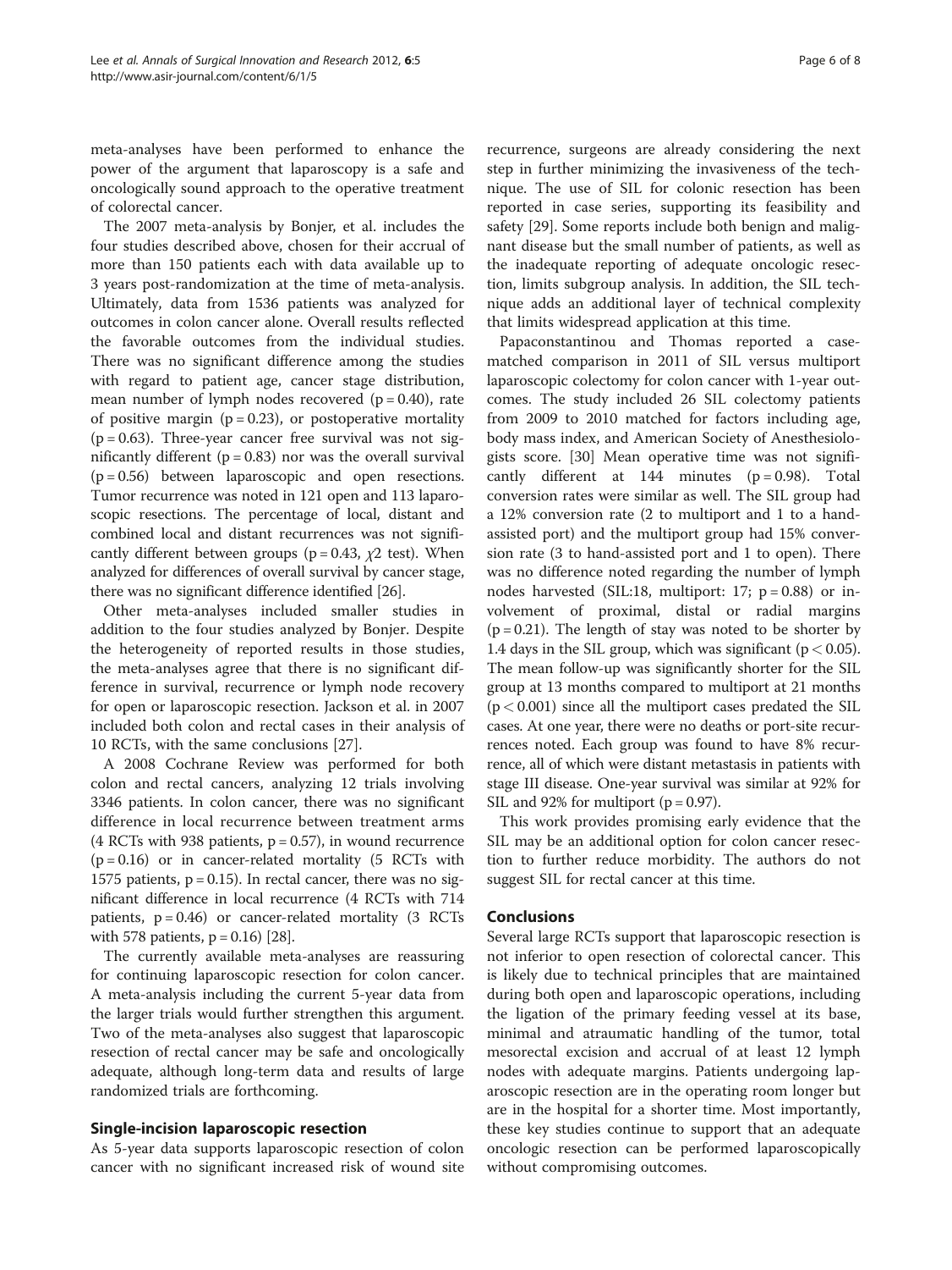meta-analyses have been performed to enhance the power of the argument that laparoscopy is a safe and oncologically sound approach to the operative treatment of colorectal cancer.

The 2007 meta-analysis by Bonjer, et al. includes the four studies described above, chosen for their accrual of more than 150 patients each with data available up to 3 years post-randomization at the time of meta-analysis. Ultimately, data from 1536 patients was analyzed for outcomes in colon cancer alone. Overall results reflected the favorable outcomes from the individual studies. There was no significant difference among the studies with regard to patient age, cancer stage distribution, mean number of lymph nodes recovered ($p = 0.40$), rate of positive margin ($p = 0.23$), or postoperative mortality ($p = 0.63$). Three-year cancer free survival was not significantly different ($p = 0.83$) nor was the overall survival ($p = 0.56$) between laparoscopic and open resections. Tumor recurrence was noted in 121 open and 113 laparoscopic resections. The percentage of local, distant and combined local and distant recurrences was not significantly different between groups ($p = 0.43$, $\chi 2$ test). When analyzed for differences of overall survival by cancer stage, there was no significant difference identified [26].

Other meta-analyses included smaller studies in addition to the four studies analyzed by Bonjer. Despite the heterogeneity of reported results in those studies, the meta-analyses agree that there is no significant difference in survival, recurrence or lymph node recovery for open or laparoscopic resection. Jackson et al. in 2007 included both colon and rectal cases in their analysis of 10 RCTs, with the same conclusions [27].

A 2008 Cochrane Review was performed for both colon and rectal cancers, analyzing 12 trials involving 3346 patients. In colon cancer, there was no significant difference in local recurrence between treatment arms (4 RCTs with 938 patients, $p = 0.57$), in wound recurrence ($p = 0.16$) or in cancer-related mortality (5 RCTs with 1575 patients, $p = 0.15$). In rectal cancer, there was no significant difference in local recurrence (4 RCTs with 714 patients, $p = 0.46$) or cancer-related mortality (3 RCTs with 578 patients, $p = 0.16$) [28].

The currently available meta-analyses are reassuring for continuing laparoscopic resection for colon cancer. A meta-analysis including the current 5-year data from the larger trials would further strengthen this argument. Two of the meta-analyses also suggest that laparoscopic resection of rectal cancer may be safe and oncologically adequate, although long-term data and results of large randomized trials are forthcoming.

## Single-incision laparoscopic resection

As 5-year data supports laparoscopic resection of colon cancer with no significant increased risk of wound site recurrence, surgeons are already considering the next step in further minimizing the invasiveness of the technique. The use of SIL for colonic resection has been reported in case series, supporting its feasibility and safety [29]. Some reports include both benign and malignant disease but the small number of patients, as well as the inadequate reporting of adequate oncologic resection, limits subgroup analysis. In addition, the SIL technique adds an additional layer of technical complexity that limits widespread application at this time.

Papaconstantinou and Thomas reported a case-matched comparison in 2011 of SIL versus multiport laparoscopic colectomy for colon cancer with 1-year outcomes. The study included 26 SIL colectomy patients from 2009 to 2010 matched for factors including age, body mass index, and American Society of Anesthesiologists score. [30] Mean operative time was not significantly different at 144 minutes ($p = 0.98$). Total conversion rates were similar as well. The SIL group had a 12% conversion rate (2 to multiport and 1 to a hand-assisted port) and the multiport group had 15% conversion rate (3 to hand-assisted port and 1 to open). There was no difference noted regarding the number of lymph nodes harvested (SIL:18, multiport: 17; $p = 0.88$) or involvement of proximal, distal or radial margins ($p = 0.21$). The length of stay was noted to be shorter by 1.4 days in the SIL group, which was significant ($p < 0.05$). The mean follow-up was significantly shorter for the SIL group at 13 months compared to multiport at 21 months ($p < 0.001$) since all the multiport cases predated the SIL cases. At one year, there were no deaths or port-site recurrences noted. Each group was found to have 8% recurrence, all of which were distant metastasis in patients with stage III disease. One-year survival was similar at 92% for SIL and 92% for multiport ($p = 0.97$).

This work provides promising early evidence that the SIL may be an additional option for colon cancer resection to further reduce morbidity. The authors do not suggest SIL for rectal cancer at this time.

## Conclusions

Several large RCTs support that laparoscopic resection is not inferior to open resection of colorectal cancer. This is likely due to technical principles that are maintained during both open and laparoscopic operations, including the ligation of the primary feeding vessel at its base, minimal and atraumatic handling of the tumor, total mesorectal excision and accrual of at least 12 lymph nodes with adequate margins. Patients undergoing laparoscopic resection are in the operating room longer but are in the hospital for a shorter time. Most importantly, these key studies continue to support that an adequate oncologic resection can be performed laparoscopically without compromising outcomes.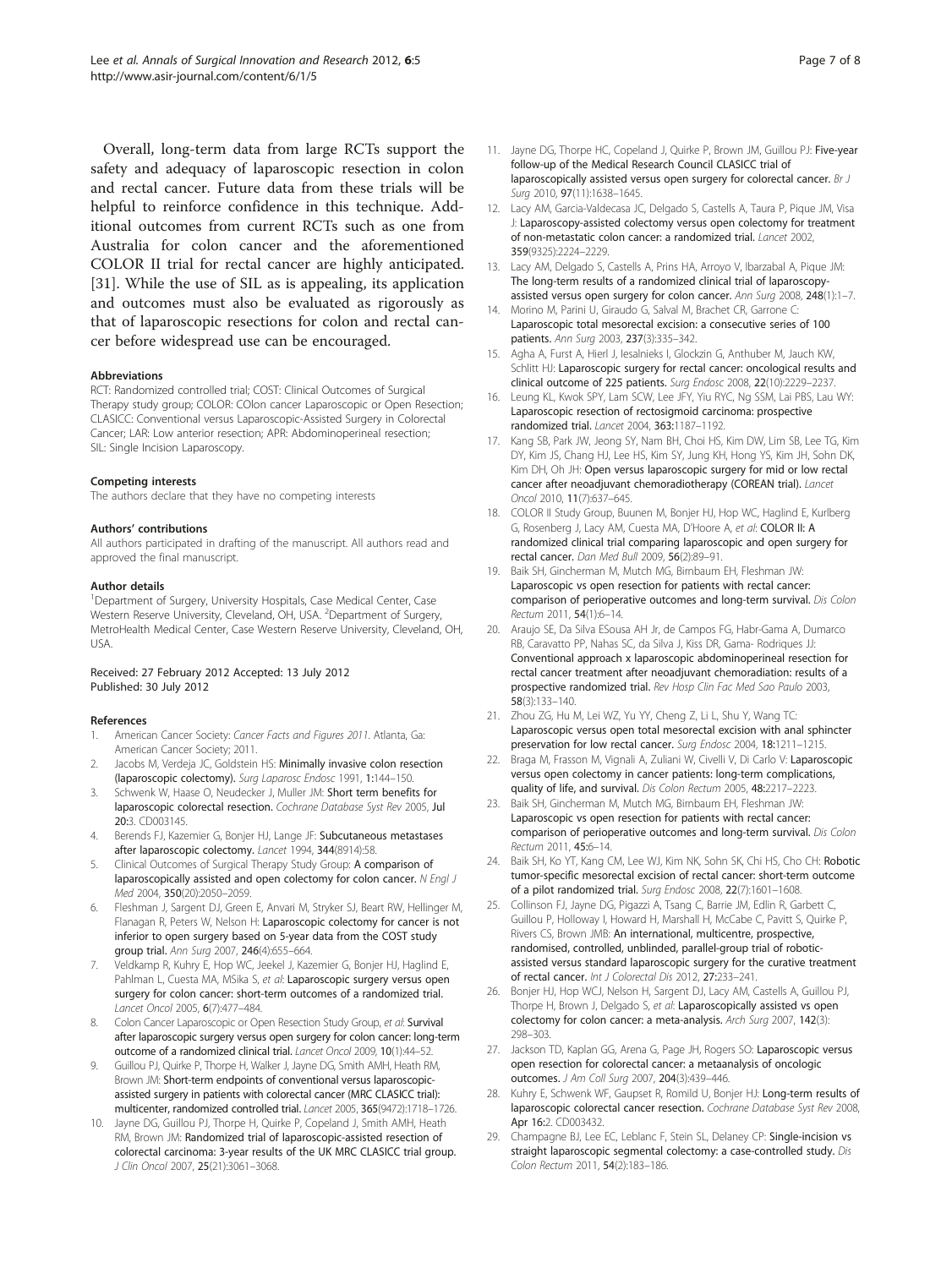Overall, long-term data from large RCTs support the safety and adequacy of laparoscopic resection in colon and rectal cancer. Future data from these trials will be helpful to reinforce confidence in this technique. Additional outcomes from current RCTs such as one from Australia for colon cancer and the aforementioned COLOR II trial for rectal cancer are highly anticipated. [31]. While the use of SIL as is appealing, its application and outcomes must also be evaluated as rigorously as that of laparoscopic resections for colon and rectal cancer before widespread use can be encouraged.

#### Abbreviations

RCT: Randomized controlled trial; COST: Clinical Outcomes of Surgical Therapy study group; COLOR: COlon cancer Laparoscopic or Open Resection; CLASICC: Conventional versus Laparoscopic-Assisted Surgery in Colorectal Cancer; LAR: Low anterior resection; APR: Abdominoperineal resection; SIL: Single Incision Laparoscopy.

#### Competing interests

The authors declare that they have no competing interests

#### Authors' contributions

All authors participated in drafting of the manuscript. All authors read and approved the final manuscript.

#### Author details

[1]Department of Surgery, University Hospitals, Case Medical Center, Case Western Reserve University, Cleveland, OH, USA. [2]Department of Surgery, MetroHealth Medical Center, Case Western Reserve University, Cleveland, OH, USA.

Received: 27 February 2012 Accepted: 13 July 2012
Published: 30 July 2012

#### References

1. American Cancer Society: *Cancer Facts and Figures 2011.* Atlanta, Ga: American Cancer Society; 2011.
2. Jacobs M, Verdeja JC, Goldstein HS: **Minimally invasive colon resection (laparoscopic colectomy).** *Surg Laparosc Endosc* 1991, **1**:144–150.
3. Schwenk W, Haase O, Neudecker J, Muller JM: **Short term benefits for laparoscopic colorectal resection.** *Cochrane Database Syst Rev* 2005, **Jul 20**:3. CD003145.
4. Berends FJ, Kazemier G, Bonjer HJ, Lange JF: **Subcutaneous metastases after laparoscopic colectomy.** *Lancet* 1994, **344**(8914):58.
5. Clinical Outcomes of Surgical Therapy Study Group: **A comparison of laparoscopically assisted and open colectomy for colon cancer.** *N Engl J Med* 2004, **350**(20):2050–2059.
6. Fleshman J, Sargent DJ, Green E, Anvari M, Stryker SJ, Beart RW, Hellinger M, Flanagan R, Peters W, Nelson H: **Laparoscopic colectomy for cancer is not inferior to open surgery based on 5-year data from the COST study group trial.** *Ann Surg* 2007, **246**(4):655–664.
7. Veldkamp R, Kuhry E, Hop WC, Jeekel J, Kazemier G, Bonjer HJ, Haglind E, Pahlman L, Cuesta MA, MSika S, *et al*: **Laparoscopic surgery versus open surgery for colon cancer: short-term outcomes of a randomized trial.** *Lancet Oncol* 2005, **6**(7):477–484.
8. Colon Cancer Laparoscopic or Open Resection Study Group, *et al*: **Survival after laparoscopic surgery versus open surgery for colon cancer: long-term outcome of a randomized clinical trial.** *Lancet Oncol* 2009, **10**(1):44–52.
9. Guillou PJ, Quirke P, Thorpe H, Walker J, Jayne DG, Smith AMH, Heath RM, Brown JM: **Short-term endpoints of conventional versus laparoscopic-assisted surgery in patients with colorectal cancer (MRC CLASICC trial): multicenter, randomized controlled trial.** *Lancet* 2005, **365**(9472):1718–1726.
10. Jayne DG, Guillou PJ, Thorpe H, Quirke P, Copeland J, Smith AMH, Heath RM, Brown JM: **Randomized trial of laparoscopic-assisted resection of colorectal carcinoma: 3-year results of the UK MRC CLASICC trial group.** *J Clin Oncol* 2007, **25**(21):3061–3068.
11. Jayne DG, Thorpe HC, Copeland J, Quirke P, Brown JM, Guillou PJ: **Five-year follow-up of the Medical Research Council CLASICC trial of laparoscopically assisted versus open surgery for colorectal cancer.** *Br J Surg* 2010, **97**(11):1638–1645.
12. Lacy AM, Garcia-Valdecasa JC, Delgado S, Castells A, Taura P, Pique JM, Visa J: **Laparoscopy-assisted colectomy versus open colectomy for treatment of non-metastatic colon cancer: a randomized trial.** *Lancet* 2002, **359**(9325):2224–2229.
13. Lacy AM, Delgado S, Castells A, Prins HA, Arroyo V, Ibarzabal A, Pique JM: **The long-term results of a randomized clinical trial of laparoscopy-assisted versus open surgery for colon cancer.** *Ann Surg* 2008, **248**(1):1–7.
14. Morino M, Parini U, Giraudo G, Salval M, Brachet CR, Garrone C: **Laparoscopic total mesorectal excision: a consecutive series of 100 patients.** *Ann Surg* 2003, **237**(3):335–342.
15. Agha A, Furst A, Hierl J, Iesalnieks I, Glockzin G, Anthuber M, Jauch KW, Schlitt HJ: **Laparoscopic surgery for rectal cancer: oncological results and clinical outcome of 225 patients.** *Surg Endosc* 2008, **22**(10):2229–2237.
16. Leung KL, Kwok SPY, Lam SCW, Lee JFY, Yiu RYC, Ng SSM, Lai PBS, Lau WY: **Laparoscopic resection of rectosigmoid carcinoma: prospective randomized trial.** *Lancet* 2004, **363**:1187–1192.
17. Kang SB, Park JW, Jeong SY, Nam BH, Choi HS, Kim DW, Lim SB, Lee TG, Kim DY, Kim JS, Chang HJ, Lee HS, Kim SY, Jung KH, Hong YS, Kim JH, Sohn DK, Kim DH, Oh JH: **Open versus laparoscopic surgery for mid or low rectal cancer after neoadjuvant chemoradiotherapy (COREAN trial).** *Lancet Oncol* 2010, **11**(7):637–645.
18. COLOR II Study Group, Buunen M, Bonjer HJ, Hop WC, Haglind E, Kurlberg G, Rosenberg J, Lacy AM, Cuesta MA, D'Hoore A, *et al*: **COLOR II: A randomized clinical trial comparing laparoscopic and open surgery for rectal cancer.** *Dan Med Bull* 2009, **56**(2):89–91.
19. Baik SH, Gincherman M, Mutch MG, Birnbaum EH, Fleshman JW: **Laparoscopic vs open resection for patients with rectal cancer: comparison of perioperative outcomes and long-term survival.** *Dis Colon Rectum* 2011, **54**(1):6–14.
20. Araujo SE, Da Silva ESousa AH Jr, de Campos FG, Habr-Gama A, Dumarco RB, Caravatto PP, Nahas SC, da Silva J, Kiss DR, Gama- Rodriques JJ: **Conventional approach x laparoscopic abdominoperineal resection for rectal cancer treatment after neoadjuvant chemoradiation: results of a prospective randomized trial.** *Rev Hosp Clin Fac Med Sao Paulo* 2003, **58**(3):133–140.
21. Zhou ZG, Hu M, Lei WZ, Yu YY, Cheng Z, Li L, Shu Y, Wang TC: **Laparoscopic versus open total mesorectal excision with anal sphincter preservation for low rectal cancer.** *Surg Endosc* 2004, **18**:1211–1215.
22. Braga M, Frasson M, Vignali A, Zuliani W, Civelli V, Di Carlo V: **Laparoscopic versus open colectomy in cancer patients: long-term complications, quality of life, and survival.** *Dis Colon Rectum* 2005, **48**:2217–2223.
23. Baik SH, Gincherman M, Mutch MG, Birnbaum EH, Fleshman JW: **Laparoscopic vs open resection for patients with rectal cancer: comparison of perioperative outcomes and long-term survival.** *Dis Colon Rectum* 2011, **45**:6–14.
24. Baik SH, Ko YT, Kang CM, Lee WJ, Kim NK, Sohn SK, Chi HS, Cho CH: **Robotic tumor-specific mesorectal excision of rectal cancer: short-term outcome of a pilot randomized trial.** *Surg Endosc* 2008, **22**(7):1601–1608.
25. Collinson FJ, Jayne DG, Pigazzi A, Tsang C, Barrie JM, Edlin R, Garbett C, Guillou P, Holloway I, Howard H, Marshall H, McCabe C, Pavitt S, Quirke P, Rivers CS, Brown JMB: **An international, multicentre, prospective, randomised, controlled, unblinded, parallel-group trial of robotic-assisted versus standard laparoscopic surgery for the curative treatment of rectal cancer.** *Int J Colorectal Dis* 2012, **27**:233–241.
26. Bonjer HJ, Hop WCJ, Nelson H, Sargent DJ, Lacy AM, Castells A, Guillou PJ, Thorpe H, Brown J, Delgado S, *et al*: **Laparoscopically assisted vs open colectomy for colon cancer: a meta-analysis.** *Arch Surg* 2007, **142**(3): 298–303.
27. Jackson TD, Kaplan GG, Arena G, Page JH, Rogers SO: **Laparoscopic versus open resection for colorectal cancer: a metaanalysis of oncologic outcomes.** *J Am Coll Surg* 2007, **204**(3):439–446.
28. Kuhry E, Schwenk WF, Gaupset R, Romild U, Bonjer HJ: **Long-term results of laparoscopic colorectal cancer resection.** *Cochrane Database Syst Rev* 2008, **Apr 16**:2. CD003432.
29. Champagne BJ, Lee EC, Leblanc F, Stein SL, Delaney CP: **Single-incision vs straight laparoscopic segmental colectomy: a case-controlled study.** *Dis Colon Rectum* 2011, **54**(2):183–186.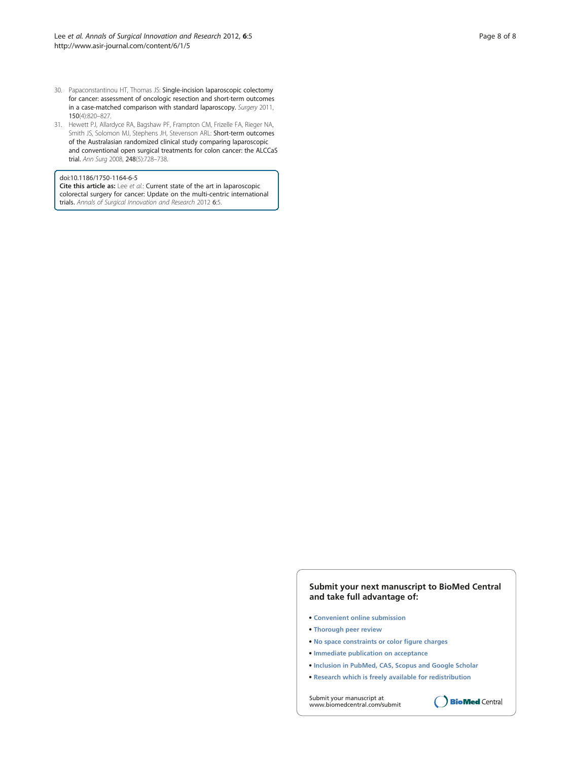30. Papaconstantinou HT, Thomas JS: **Single-incision laparoscopic colectomy for cancer: assessment of oncologic resection and short-term outcomes in a case-matched comparison with standard laparoscopy.** *Surgery* 2011, **150**(4):820–827.
31. Hewett PJ, Allardyce RA, Bagshaw PF, Frampton CM, Frizelle FA, Rieger NA, Smith JS, Solomon MJ, Stephens JH, Stevenson ARL: **Short-term outcomes of the Australasian randomized clinical study comparing laparoscopic and conventional open surgical treatments for colon cancer: the ALCCaS trial.** *Ann Surg* 2008, **248**(5):728–738.

doi:10.1186/1750-1164-6-5

**Cite this article as:** Lee *et al.*: Current state of the art in laparoscopic colorectal surgery for cancer: Update on the multi-centric international trials. *Annals of Surgical Innovation and Research* 2012 **6**:5.

**Submit your next manuscript to BioMed Central and take full advantage of:**

- **Convenient online submission**
- **Thorough peer review**
- **No space constraints or color figure charges**
- **Immediate publication on acceptance**
- **Inclusion in PubMed, CAS, Scopus and Google Scholar**
- **Research which is freely available for redistribution**

Submit your manuscript at
www.biomedcentral.com/submit

BioMed Central